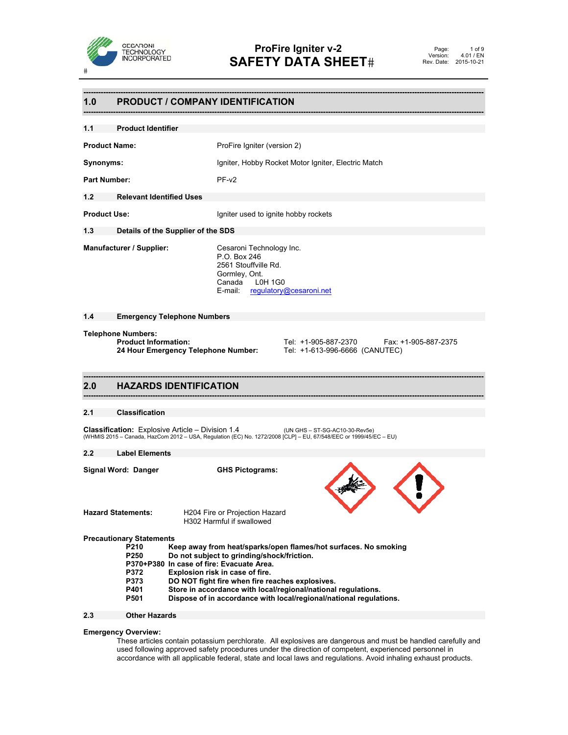# ProFire Igniter v-2
# SAFETY DATA SHEET

## 1.0 PRODUCT / COMPANY IDENTIFICATION

### 1.1 Product Identifier

**Product Name:** ProFire Igniter (version 2)

**Synonyms:** Igniter, Hobby Rocket Motor Igniter, Electric Match

**Part Number:** PF-v2

### 1.2 Relevant Identified Uses

**Product Use:** Igniter used to ignite hobby rockets

### 1.3 Details of the Supplier of the SDS

**Manufacturer / Supplier:**
Cesaroni Technology Inc.
P.O. Box 246
2561 Stouffville Rd.
Gormley, Ont.
Canada L0H 1G0
E-mail: regulatory@cesaroni.net

### 1.4 Emergency Telephone Numbers

**Telephone Numbers:**

| | | |
|---|---|---|
| **Product Information:** | Tel: +1-905-887-2370 | Fax: +1-905-887-2375 |
| **24 Hour Emergency Telephone Number:** | Tel: +1-613-996-6666 (CANUTEC) | |

## 2.0 HAZARDS IDENTIFICATION

### 2.1 Classification

**Classification:** Explosive Article – Division 1.4 (UN GHS – ST-SG-AC10-30-Rev5e)
(WHMIS 2015 – Canada, HazCom 2012 – USA, Regulation (EC) No. 1272/2008 [CLP] – EU, 67/548/EEC or 1999/45/EC – EU)

### 2.2 Label Elements

**Signal Word: Danger**

**GHS Pictograms:**

**Hazard Statements:**
H204 Fire or Projection Hazard
H302 Harmful if swallowed

**Precautionary Statements**

| | |
|---|---|
| **P210** | **Keep away from heat/sparks/open flames/hot surfaces. No smoking** |
| **P250** | **Do not subject to grinding/shock/friction.** |
| **P370+P380** | **In case of fire: Evacuate Area.** |
| **P372** | **Explosion risk in case of fire.** |
| **P373** | **DO NOT fight fire when fire reaches explosives.** |
| **P401** | **Store in accordance with local/regional/national regulations.** |
| **P501** | **Dispose of in accordance with local/regional/national regulations.** |

### 2.3 Other Hazards

**Emergency Overview:**
These articles contain potassium perchlorate. All explosives are dangerous and must be handled carefully and used following approved safety procedures under the direction of competent, experienced personnel in accordance with all applicable federal, state and local laws and regulations. Avoid inhaling exhaust products.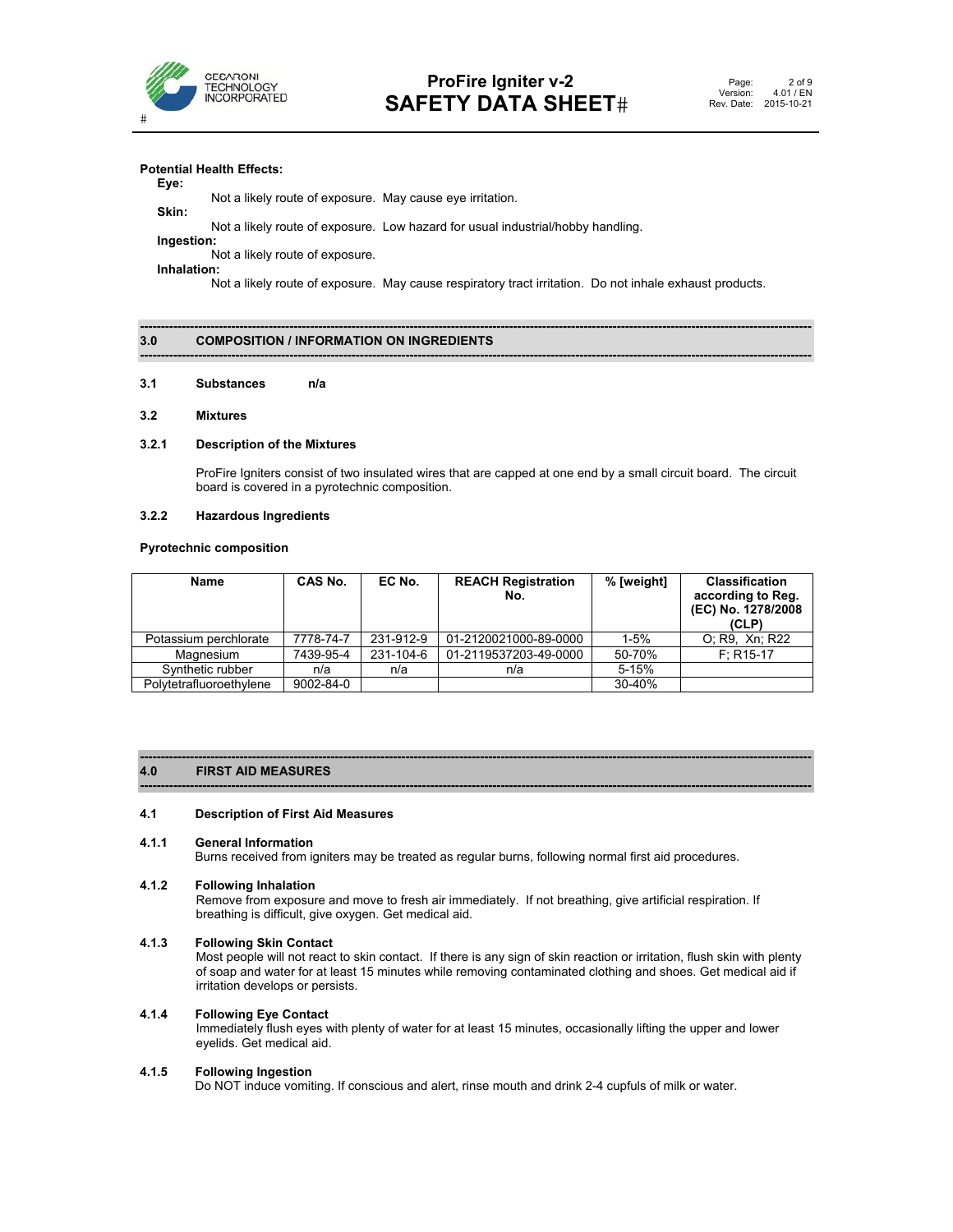**Potential Health Effects:**

**Eye:**

Not a likely route of exposure. May cause eye irritation.

**Skin:**

Not a likely route of exposure. Low hazard for usual industrial/hobby handling.

**Ingestion:**

Not a likely route of exposure.

**Inhalation:**

Not a likely route of exposure. May cause respiratory tract irritation. Do not inhale exhaust products.

## 3.0 COMPOSITION / INFORMATION ON INGREDIENTS

**3.1 Substances n/a**

**3.2 Mixtures**

**3.2.1 Description of the Mixtures**

ProFire Igniters consist of two insulated wires that are capped at one end by a small circuit board. The circuit board is covered in a pyrotechnic composition.

**3.2.2 Hazardous Ingredients**

**Pyrotechnic composition**

| Name | CAS No. | EC No. | REACH Registration No. | % [weight] | Classification according to Reg. (EC) No. 1278/2008 (CLP) |
|---|---|---|---|---|---|
| Potassium perchlorate | 7778-74-7 | 231-912-9 | 01-2120021000-89-0000 | 1-5% | O; R9, Xn; R22 |
| Magnesium | 7439-95-4 | 231-104-6 | 01-2119537203-49-0000 | 50-70% | F; R15-17 |
| Synthetic rubber | n/a | n/a | n/a | 5-15% | |
| Polytetrafluoroethylene | 9002-84-0 | | | 30-40% | |

## 4.0 FIRST AID MEASURES

**4.1 Description of First Aid Measures**

**4.1.1 General Information**

Burns received from igniters may be treated as regular burns, following normal first aid procedures.

**4.1.2 Following Inhalation**

Remove from exposure and move to fresh air immediately. If not breathing, give artificial respiration. If breathing is difficult, give oxygen. Get medical aid.

**4.1.3 Following Skin Contact**

Most people will not react to skin contact. If there is any sign of skin reaction or irritation, flush skin with plenty of soap and water for at least 15 minutes while removing contaminated clothing and shoes. Get medical aid if irritation develops or persists.

**4.1.4 Following Eye Contact**

Immediately flush eyes with plenty of water for at least 15 minutes, occasionally lifting the upper and lower eyelids. Get medical aid.

**4.1.5 Following Ingestion**

Do NOT induce vomiting. If conscious and alert, rinse mouth and drink 2-4 cupfuls of milk or water.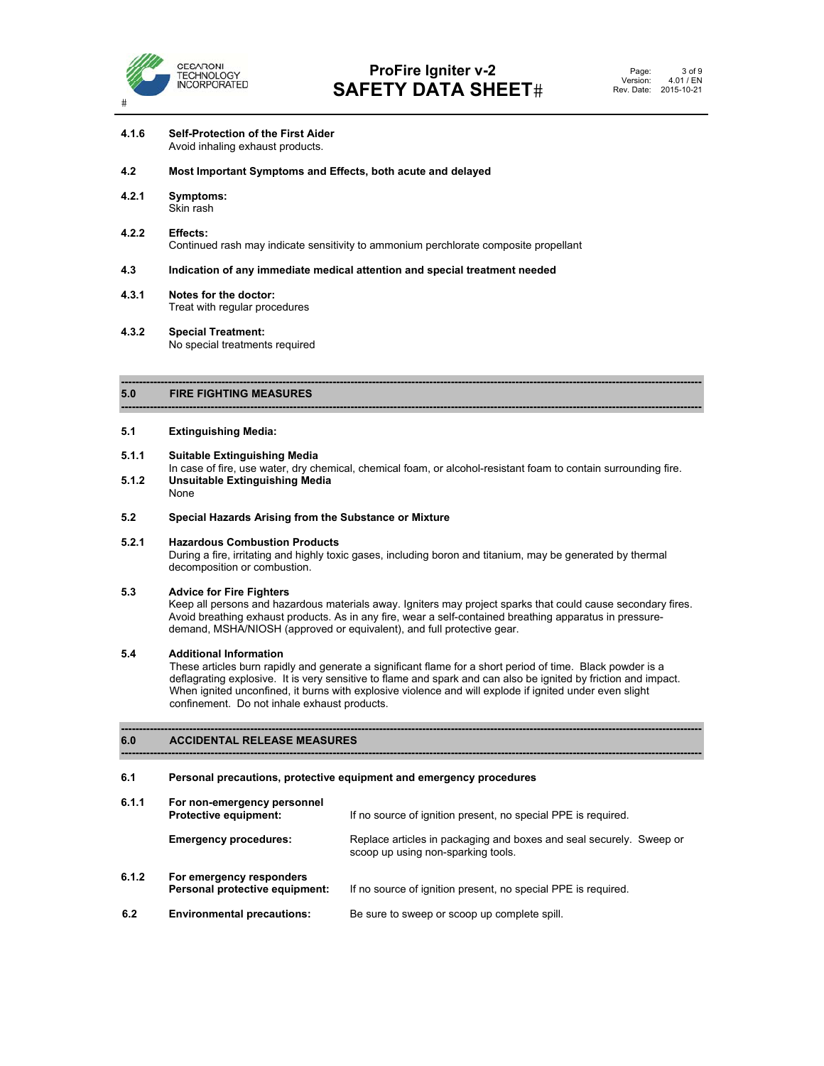**4.1.6 Self-Protection of the First Aider**
Avoid inhaling exhaust products.

**4.2 Most Important Symptoms and Effects, both acute and delayed**

**4.2.1 Symptoms:**
Skin rash

**4.2.2 Effects:**
Continued rash may indicate sensitivity to ammonium perchlorate composite propellant

**4.3 Indication of any immediate medical attention and special treatment needed**

**4.3.1 Notes for the doctor:**
Treat with regular procedures

**4.3.2 Special Treatment:**
No special treatments required

## 5.0 FIRE FIGHTING MEASURES

**5.1 Extinguishing Media:**

**5.1.1 Suitable Extinguishing Media**
In case of fire, use water, dry chemical, chemical foam, or alcohol-resistant foam to contain surrounding fire.

**5.1.2 Unsuitable Extinguishing Media**
None

**5.2 Special Hazards Arising from the Substance or Mixture**

**5.2.1 Hazardous Combustion Products**
During a fire, irritating and highly toxic gases, including boron and titanium, may be generated by thermal decomposition or combustion.

**5.3 Advice for Fire Fighters**
Keep all persons and hazardous materials away. Igniters may project sparks that could cause secondary fires. Avoid breathing exhaust products. As in any fire, wear a self-contained breathing apparatus in pressure-demand, MSHA/NIOSH (approved or equivalent), and full protective gear.

**5.4 Additional Information**
These articles burn rapidly and generate a significant flame for a short period of time. Black powder is a deflagrating explosive. It is very sensitive to flame and spark and can also be ignited by friction and impact. When ignited unconfined, it burns with explosive violence and will explode if ignited under even slight confinement. Do not inhale exhaust products.

## 6.0 ACCIDENTAL RELEASE MEASURES

**6.1 Personal precautions, protective equipment and emergency procedures**

**6.1.1 For non-emergency personnel**

**Protective equipment:** If no source of ignition present, no special PPE is required.

**Emergency procedures:** Replace articles in packaging and boxes and seal securely. Sweep or scoop up using non-sparking tools.

**6.1.2 For emergency responders**

**Personal protective equipment:** If no source of ignition present, no special PPE is required.

**6.2 Environmental precautions:** Be sure to sweep or scoop up complete spill.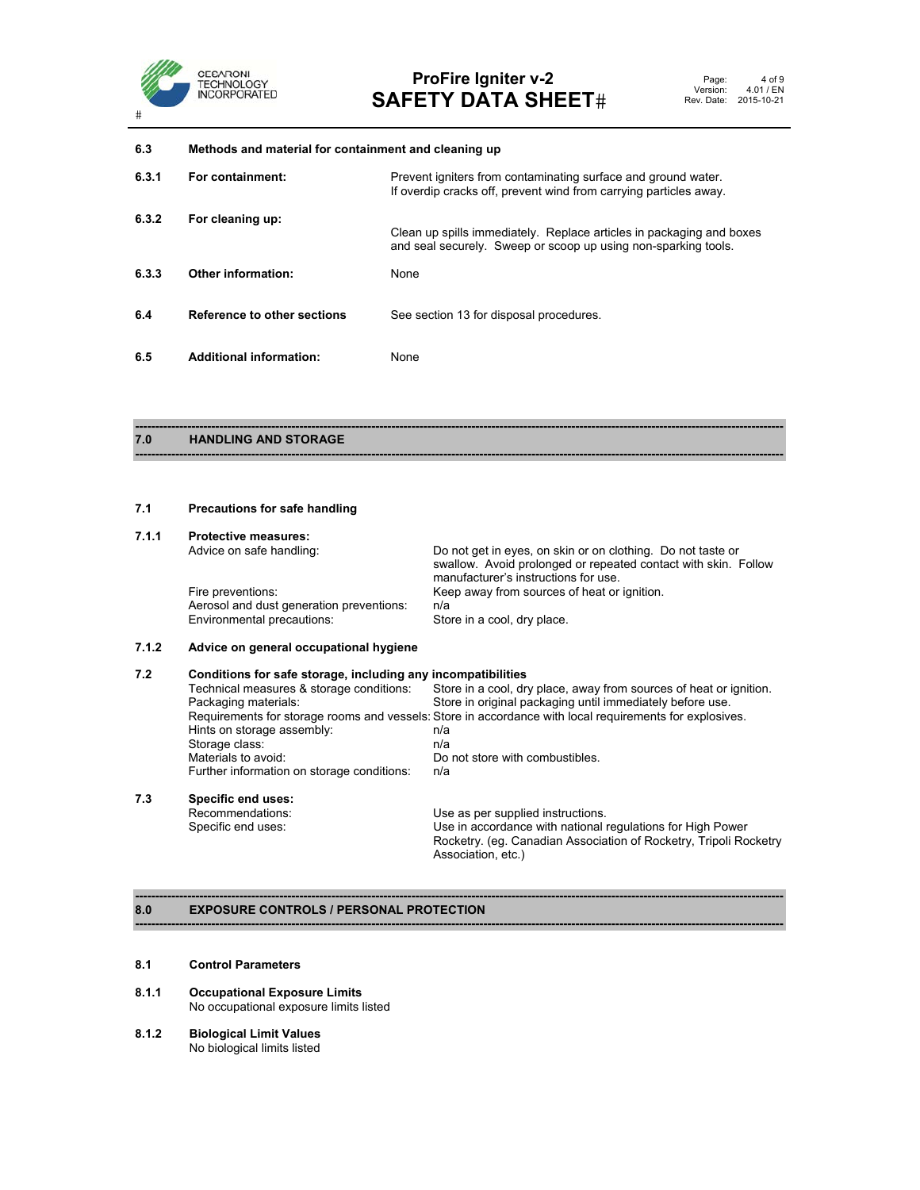### 6.3 Methods and material for containment and cleaning up

| | | |
|---|---|---|
| 6.3.1 | **For containment:** | Prevent igniters from contaminating surface and ground water. If overdip cracks off, prevent wind from carrying particles away. |
| 6.3.2 | **For cleaning up:** | Clean up spills immediately. Replace articles in packaging and boxes and seal securely. Sweep or scoop up using non-sparking tools. |
| 6.3.3 | **Other information:** | None |
| 6.4 | **Reference to other sections** | See section 13 for disposal procedures. |
| 6.5 | **Additional information:** | None |

## 7.0 HANDLING AND STORAGE

### 7.1 Precautions for safe handling

**7.1.1 Protective measures:**

| | |
|---|---|
| Advice on safe handling: | Do not get in eyes, on skin or on clothing. Do not taste or swallow. Avoid prolonged or repeated contact with skin. Follow manufacturer's instructions for use. |
| Fire preventions: | Keep away from sources of heat or ignition. |
| Aerosol and dust generation preventions: | n/a |
| Environmental precautions: | Store in a cool, dry place. |

**7.1.2 Advice on general occupational hygiene**

### 7.2 Conditions for safe storage, including any incompatibilities

| | |
|---|---|
| Technical measures & storage conditions: | Store in a cool, dry place, away from sources of heat or ignition. |
| Packaging materials: | Store in original packaging until immediately before use. |
| Requirements for storage rooms and vessels: | Store in accordance with local requirements for explosives. |
| Hints on storage assembly: | n/a |
| Storage class: | n/a |
| Materials to avoid: | Do not store with combustibles. |
| Further information on storage conditions: | n/a |

### 7.3 Specific end uses:

| | |
|---|---|
| Recommendations: | Use as per supplied instructions. |
| Specific end uses: | Use in accordance with national regulations for High Power Rocketry. (eg. Canadian Association of Rocketry, Tripoli Rocketry Association, etc.) |

## 8.0 EXPOSURE CONTROLS / PERSONAL PROTECTION

### 8.1 Control Parameters

**8.1.1 Occupational Exposure Limits**

No occupational exposure limits listed

**8.1.2 Biological Limit Values**

No biological limits listed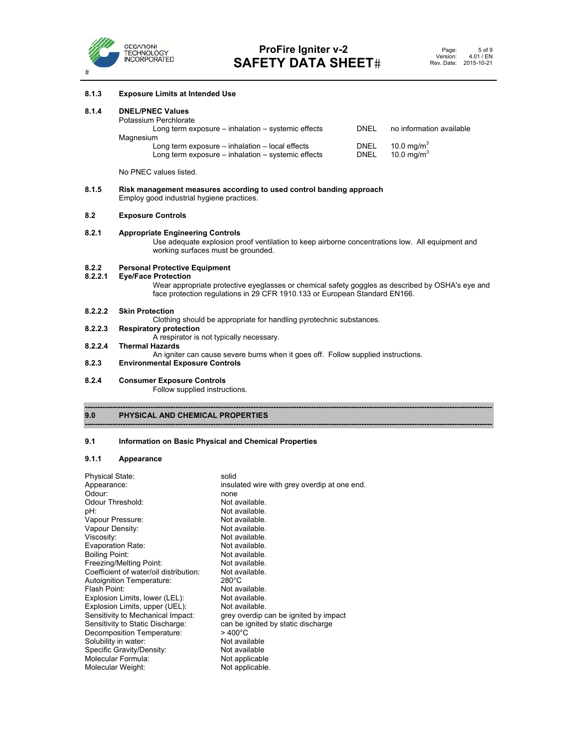**8.1.3 Exposure Limits at Intended Use**

**8.1.4 DNEL/PNEC Values**

Potassium Perchlorate

| | | |
|---|---|---|
| Long term exposure – inhalation – systemic effects | DNEL | no information available |

Magnesium

| | | |
|---|---|---|
| Long term exposure – inhalation – local effects | DNEL | 10.0 mg/m$^3$ |
| Long term exposure – inhalation – systemic effects | DNEL | 10.0 mg/m$^3$ |

No PNEC values listed.

**8.1.5 Risk management measures according to used control banding approach**

Employ good industrial hygiene practices.

**8.2 Exposure Controls**

**8.2.1 Appropriate Engineering Controls**

Use adequate explosion proof ventilation to keep airborne concentrations low. All equipment and working surfaces must be grounded.

**8.2.2 Personal Protective Equipment**

**8.2.2.1 Eye/Face Protection**

Wear appropriate protective eyeglasses or chemical safety goggles as described by OSHA's eye and face protection regulations in 29 CFR 1910.133 or European Standard EN166.

**8.2.2.2 Skin Protection**

Clothing should be appropriate for handling pyrotechnic substances.

**8.2.2.3 Respiratory protection**

A respirator is not typically necessary.

**8.2.2.4 Thermal Hazards**

An igniter can cause severe burns when it goes off. Follow supplied instructions.

**8.2.3 Environmental Exposure Controls**

**8.2.4 Consumer Exposure Controls**

Follow supplied instructions.

## 9.0 PHYSICAL AND CHEMICAL PROPERTIES

**9.1 Information on Basic Physical and Chemical Properties**

**9.1.1 Appearance**

| | |
|---|---|
| Physical State: | solid |
| Appearance: | insulated wire with grey overdip at one end. |
| Odour: | none |
| Odour Threshold: | Not available. |
| pH: | Not available. |
| Vapour Pressure: | Not available. |
| Vapour Density: | Not available. |
| Viscosity: | Not available. |
| Evaporation Rate: | Not available. |
| Boiling Point: | Not available. |
| Freezing/Melting Point: | Not available. |
| Coefficient of water/oil distribution: | Not available. |
| Autoignition Temperature: | 280°C |
| Flash Point: | Not available. |
| Explosion Limits, lower (LEL): | Not available. |
| Explosion Limits, upper (UEL): | Not available. |
| Sensitivity to Mechanical Impact: | grey overdip can be ignited by impact |
| Sensitivity to Static Discharge: | can be ignited by static discharge |
| Decomposition Temperature: | > 400°C |
| Solubility in water: | Not available |
| Specific Gravity/Density: | Not available |
| Molecular Formula: | Not applicable |
| Molecular Weight: | Not applicable. |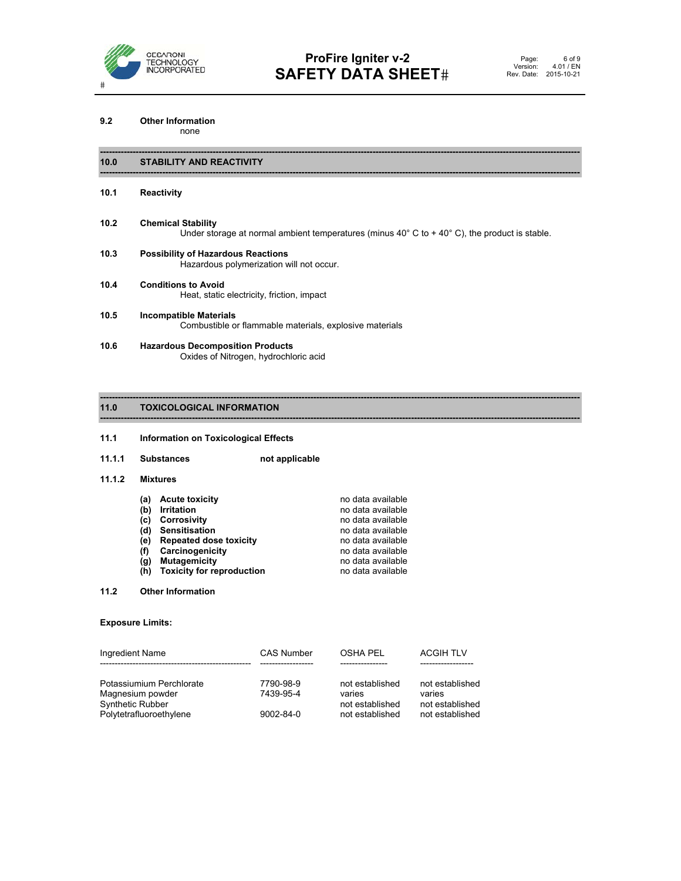**9.2 Other Information**

none

## 10.0 STABILITY AND REACTIVITY

**10.1 Reactivity**

**10.2 Chemical Stability**

Under storage at normal ambient temperatures (minus 40° C to + 40° C), the product is stable.

**10.3 Possibility of Hazardous Reactions**

Hazardous polymerization will not occur.

**10.4 Conditions to Avoid**

Heat, static electricity, friction, impact

**10.5 Incompatible Materials**

Combustible or flammable materials, explosive materials

**10.6 Hazardous Decomposition Products**

Oxides of Nitrogen, hydrochloric acid

## 11.0 TOXICOLOGICAL INFORMATION

**11.1 Information on Toxicological Effects**

**11.1.1 Substances** **not applicable**

**11.1.2 Mixtures**

| | |
|---|---|
| **(a) Acute toxicity** | no data available |
| **(b) Irritation** | no data available |
| **(c) Corrosivity** | no data available |
| **(d) Sensitisation** | no data available |
| **(e) Repeated dose toxicity** | no data available |
| **(f) Carcinogenicity** | no data available |
| **(g) Mutagemicity** | no data available |
| **(h) Toxicity for reproduction** | no data available |

**11.2 Other Information**

**Exposure Limits:**

| Ingredient Name | CAS Number | OSHA PEL | ACGIH TLV |
|---|---|---|---|
| Potassiumium Perchlorate | 7790-98-9 | not established | not established |
| Magnesium powder | 7439-95-4 | varies | varies |
| Synthetic Rubber | | not established | not established |
| Polytetrafluoroethylene | 9002-84-0 | not established | not established |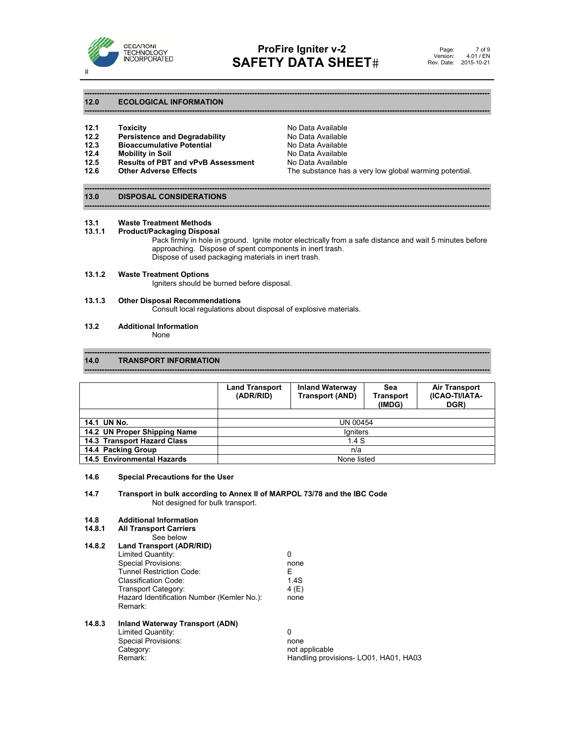## 12.0 ECOLOGICAL INFORMATION

| | | |
|---|---|---|
| **12.1** | **Toxicity** | No Data Available |
| **12.2** | **Persistence and Degradability** | No Data Available |
| **12.3** | **Bioaccumulative Potential** | No Data Available |
| **12.4** | **Mobility in Soil** | No Data Available |
| **12.5** | **Results of PBT and vPvB Assessment** | No Data Available |
| **12.6** | **Other Adverse Effects** | The substance has a very low global warming potential. |

## 13.0 DISPOSAL CONSIDERATIONS

**13.1 Waste Treatment Methods**

**13.1.1 Product/Packaging Disposal**

Pack firmly in hole in ground. Ignite motor electrically from a safe distance and wait 5 minutes before approaching. Dispose of spent components in inert trash.
Dispose of used packaging materials in inert trash.

**13.1.2 Waste Treatment Options**

Igniters should be burned before disposal.

**13.1.3 Other Disposal Recommendations**

Consult local regulations about disposal of explosive materials.

**13.2 Additional Information**

None

## 14.0 TRANSPORT INFORMATION

| | Land Transport (ADR/RID) | Inland Waterway Transport (AND) | Sea Transport (IMDG) | Air Transport (ICAO-TI/IATA-DGR) |
|---|---|---|---|---|
| **14.1 UN No.** | UN 00454 | | | |
| **14.2 UN Proper Shipping Name** | Igniters | | | |
| **14.3 Transport Hazard Class** | 1.4 S | | | |
| **14.4 Packing Group** | n/a | | | |
| **14.5 Environmental Hazards** | None listed | | | |

**14.6 Special Precautions for the User**

**14.7 Transport in bulk according to Annex II of MARPOL 73/78 and the IBC Code**

Not designed for bulk transport.

**14.8 Additional Information**

**14.8.1 All Transport Carriers**

See below

**14.8.2 Land Transport (ADR/RID)**

| | |
|---|---|
| Limited Quantity: | 0 |
| Special Provisions: | none |
| Tunnel Restriction Code: | E |
| Classification Code: | 1.4S |
| Transport Category: | 4 (E) |
| Hazard Identification Number (Kemler No.): | none |
| Remark: | |

**14.8.3 Inland Waterway Transport (ADN)**

| | |
|---|---|
| Limited Quantity: | 0 |
| Special Provisions: | none |
| Category: | not applicable |
| Remark: | Handling provisions- LO01, HA01, HA03 |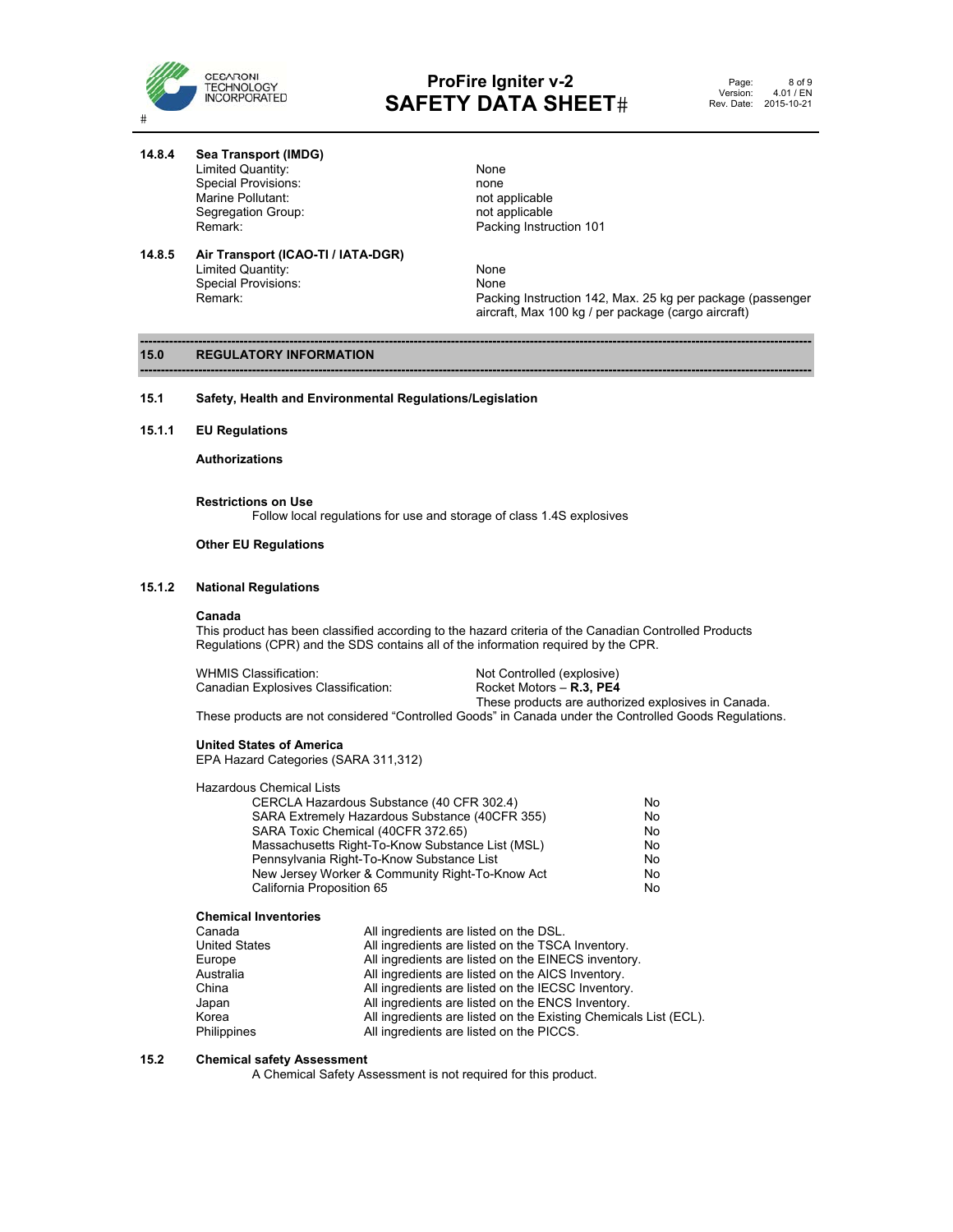#### 14.8.4 Sea Transport (IMDG)

| | |
|---|---|
| Limited Quantity: | None |
| Special Provisions: | none |
| Marine Pollutant: | not applicable |
| Segregation Group: | not applicable |
| Remark: | Packing Instruction 101 |

#### 14.8.5 Air Transport (ICAO-TI / IATA-DGR)

| | |
|---|---|
| Limited Quantity: | None |
| Special Provisions: | None |
| Remark: | Packing Instruction 142, Max. 25 kg per package (passenger aircraft, Max 100 kg / per package (cargo aircraft) |

## 15.0 REGULATORY INFORMATION

### 15.1 Safety, Health and Environmental Regulations/Legislation

#### 15.1.1 EU Regulations

**Authorizations**

**Restrictions on Use**

Follow local regulations for use and storage of class 1.4S explosives

**Other EU Regulations**

#### 15.1.2 National Regulations

**Canada**

This product has been classified according to the hazard criteria of the Canadian Controlled Products Regulations (CPR) and the SDS contains all of the information required by the CPR.

| | |
|---|---|
| WHMIS Classification: | Not Controlled (explosive) |
| Canadian Explosives Classification: | Rocket Motors – **R.3, PE4**<br>These products are authorized explosives in Canada. |

These products are not considered "Controlled Goods" in Canada under the Controlled Goods Regulations.

**United States of America**

EPA Hazard Categories (SARA 311,312)

Hazardous Chemical Lists

| | |
|---|---|
| CERCLA Hazardous Substance (40 CFR 302.4) | No |
| SARA Extremely Hazardous Substance (40CFR 355) | No |
| SARA Toxic Chemical (40CFR 372.65) | No |
| Massachusetts Right-To-Know Substance List (MSL) | No |
| Pennsylvania Right-To-Know Substance List | No |
| New Jersey Worker & Community Right-To-Know Act | No |
| California Proposition 65 | No |

**Chemical Inventories**

| | |
|---|---|
| Canada | All ingredients are listed on the DSL. |
| United States | All ingredients are listed on the TSCA Inventory. |
| Europe | All ingredients are listed on the EINECS inventory. |
| Australia | All ingredients are listed on the AICS Inventory. |
| China | All ingredients are listed on the IECSC Inventory. |
| Japan | All ingredients are listed on the ENCS Inventory. |
| Korea | All ingredients are listed on the Existing Chemicals List (ECL). |
| Philippines | All ingredients are listed on the PICCS. |

### 15.2 Chemical safety Assessment

A Chemical Safety Assessment is not required for this product.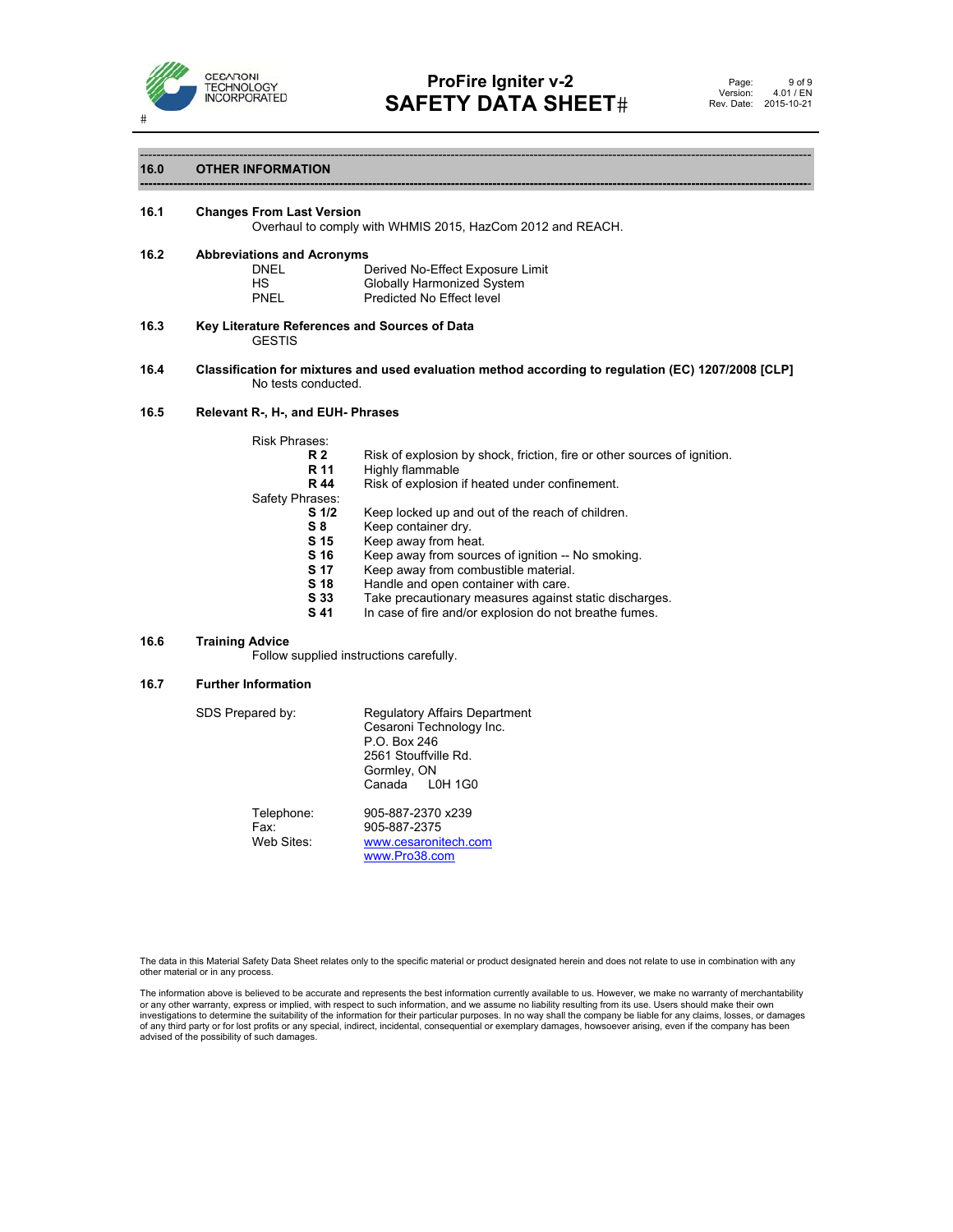## 16.0 OTHER INFORMATION

### 16.1 Changes From Last Version

Overhaul to comply with WHMIS 2015, HazCom 2012 and REACH.

### 16.2 Abbreviations and Acronyms

| | |
|---|---|
| DNEL | Derived No-Effect Exposure Limit |
| HS | Globally Harmonized System |
| PNEL | Predicted No Effect level |

### 16.3 Key Literature References and Sources of Data

GESTIS

### 16.4 Classification for mixtures and used evaluation method according to regulation (EC) 1207/2008 [CLP]

No tests conducted.

### 16.5 Relevant R-, H-, and EUH- Phrases

Risk Phrases:

| | |
|---|---|
| **R 2** | Risk of explosion by shock, friction, fire or other sources of ignition. |
| **R 11** | Highly flammable |
| **R 44** | Risk of explosion if heated under confinement. |

Safety Phrases:

| | |
|---|---|
| **S 1/2** | Keep locked up and out of the reach of children. |
| **S 8** | Keep container dry. |
| **S 15** | Keep away from heat. |
| **S 16** | Keep away from sources of ignition -- No smoking. |
| **S 17** | Keep away from combustible material. |
| **S 18** | Handle and open container with care. |
| **S 33** | Take precautionary measures against static discharges. |
| **S 41** | In case of fire and/or explosion do not breathe fumes. |

### 16.6 Training Advice

Follow supplied instructions carefully.

### 16.7 Further Information

SDS Prepared by:

Regulatory Affairs Department
Cesaroni Technology Inc.
P.O. Box 246
2561 Stouffville Rd.
Gormley, ON
Canada L0H 1G0

| | |
|---|---|
| Telephone: | 905-887-2370 x239 |
| Fax: | 905-887-2375 |
| Web Sites: | www.cesaronitech.com |
| | www.Pro38.com |

The data in this Material Safety Data Sheet relates only to the specific material or product designated herein and does not relate to use in combination with any other material or in any process.

The information above is believed to be accurate and represents the best information currently available to us. However, we make no warranty of merchantability or any other warranty, express or implied, with respect to such information, and we assume no liability resulting from its use. Users should make their own investigations to determine the suitability of the information for their particular purposes. In no way shall the company be liable for any claims, losses, or damages of any third party or for lost profits or any special, indirect, incidental, consequential or exemplary damages, howsoever arising, even if the company has been advised of the possibility of such damages.